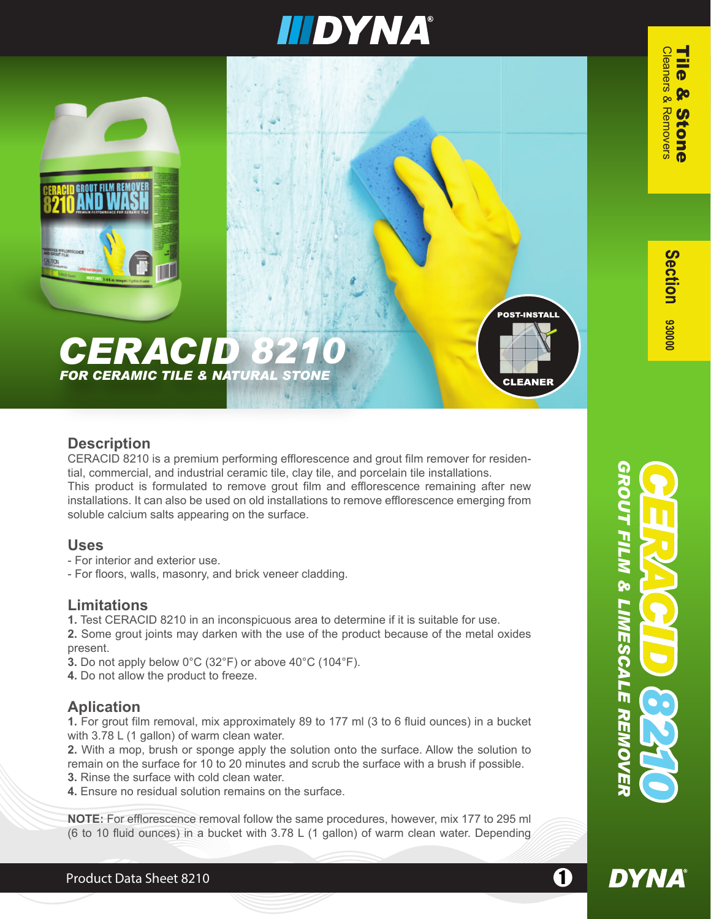# CERACID 8210

***FOR CERAMIC TILE & NATURAL STONE***

POST-INSTALL CLEANER

**Tile & Stone** Cleaners & Removers

**Section** 930000

**CERACID 8210**

***GROUT FILM & LIMESCALE REMOVER***

## Description

CERACID 8210 is a premium performing efflorescence and grout film remover for residential, commercial, and industrial ceramic tile, clay tile, and porcelain tile installations. This product is formulated to remove grout film and efflorescence remaining after new installations. It can also be used on old installations to remove efflorescence emerging from soluble calcium salts appearing on the surface.

## Uses

- For interior and exterior use.
- For floors, walls, masonry, and brick veneer cladding.

## Limitations

**1.** Test CERACID 8210 in an inconspicuous area to determine if it is suitable for use.
**2.** Some grout joints may darken with the use of the product because of the metal oxides present.
**3.** Do not apply below 0°C (32°F) or above 40°C (104°F).
**4.** Do not allow the product to freeze.

## Aplication

**1.** For grout film removal, mix approximately 89 to 177 ml (3 to 6 fluid ounces) in a bucket with 3.78 L (1 gallon) of warm clean water.
**2.** With a mop, brush or sponge apply the solution onto the surface. Allow the solution to remain on the surface for 10 to 20 minutes and scrub the surface with a brush if possible.
**3.** Rinse the surface with cold clean water.
**4.** Ensure no residual solution remains on the surface.

**NOTE:** For efflorescence removal follow the same procedures, however, mix 177 to 295 ml (6 to 10 fluid ounces) in a bucket with 3.78 L (1 gallon) of warm clean water. Depending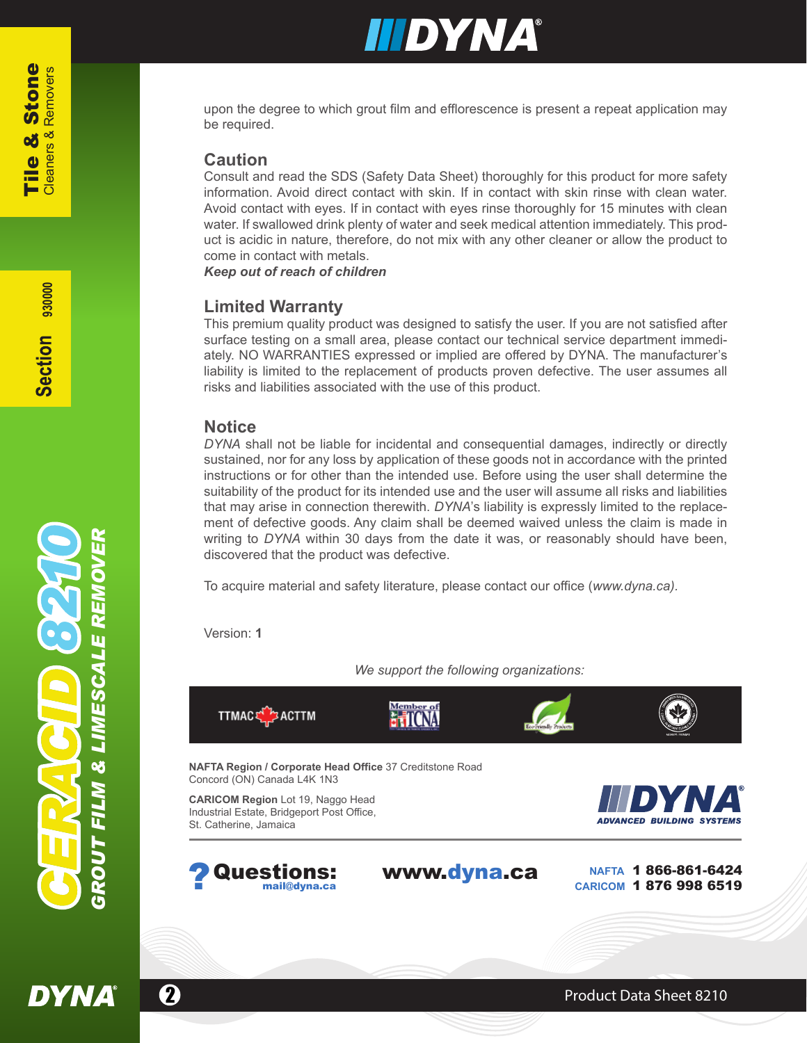upon the degree to which grout film and efflorescence is present a repeat application may be required.

## Caution

Consult and read the SDS (Safety Data Sheet) thoroughly for this product for more safety information. Avoid direct contact with skin. If in contact with skin rinse with clean water. Avoid contact with eyes. If in contact with eyes rinse thoroughly for 15 minutes with clean water. If swallowed drink plenty of water and seek medical attention immediately. This product is acidic in nature, therefore, do not mix with any other cleaner or allow the product to come in contact with metals.

***Keep out of reach of children***

## Limited Warranty

This premium quality product was designed to satisfy the user. If you are not satisfied after surface testing on a small area, please contact our technical service department immediately. NO WARRANTIES expressed or implied are offered by DYNA. The manufacturer's liability is limited to the replacement of products proven defective. The user assumes all risks and liabilities associated with the use of this product.

## Notice

*DYNA* shall not be liable for incidental and consequential damages, indirectly or directly sustained, nor for any loss by application of these goods not in accordance with the printed instructions or for other than the intended use. Before using the user shall determine the suitability of the product for its intended use and the user will assume all risks and liabilities that may arise in connection therewith. *DYNA*'s liability is expressly limited to the replacement of defective goods. Any claim shall be deemed waived unless the claim is made in writing to *DYNA* within 30 days from the date it was, or reasonably should have been, discovered that the product was defective.

To acquire material and safety literature, please contact our office (*www.dyna.ca)*.

Version: **1**

*We support the following organizations:*

TTMAC ACTTM | Member of TCNA

**NAFTA Region / Corporate Head Office** 37 Creditstone Road
Concord (ON) Canada L4K 1N3

**CARICOM Region** Lot 19, Naggo Head
Industrial Estate, Bridgeport Post Office,
St. Catherine, Jamaica

DYNA ADVANCED BUILDING SYSTEMS

**Questions:** mail@dyna.ca

**www.dyna.ca**

NAFTA **1 866-861-6424**
CARICOM **1 876 998 6519**

**Tile & Stone** Cleaners & Removers

**Section** 930000

**CERACID 8210**
**GROUT FILM & LIMESCALE REMOVER**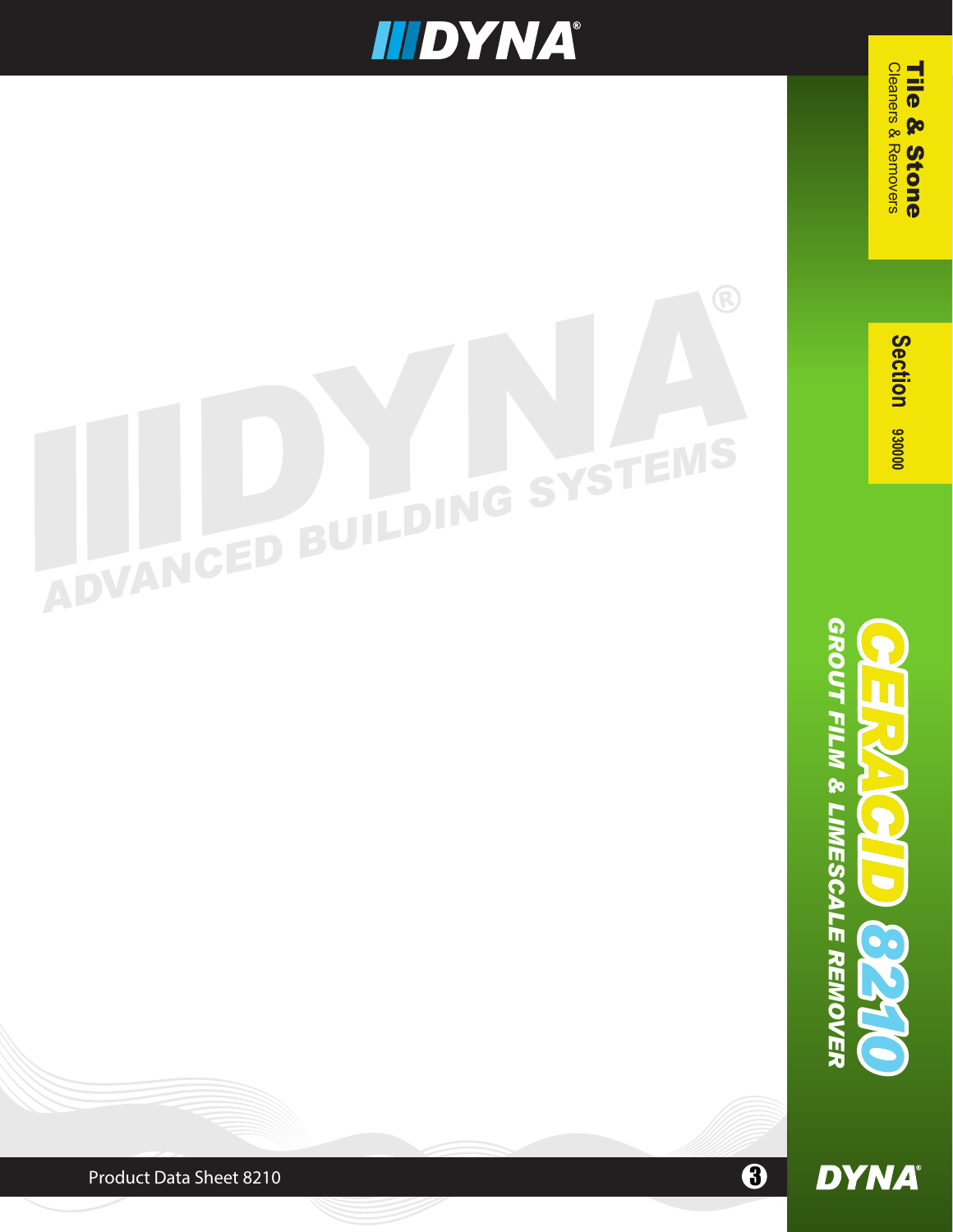# CERACID 8210

*GROUT FILM & LIMESCALE REMOVER*

**Tile & Stone**
Cleaners & Removers

**Section** 930000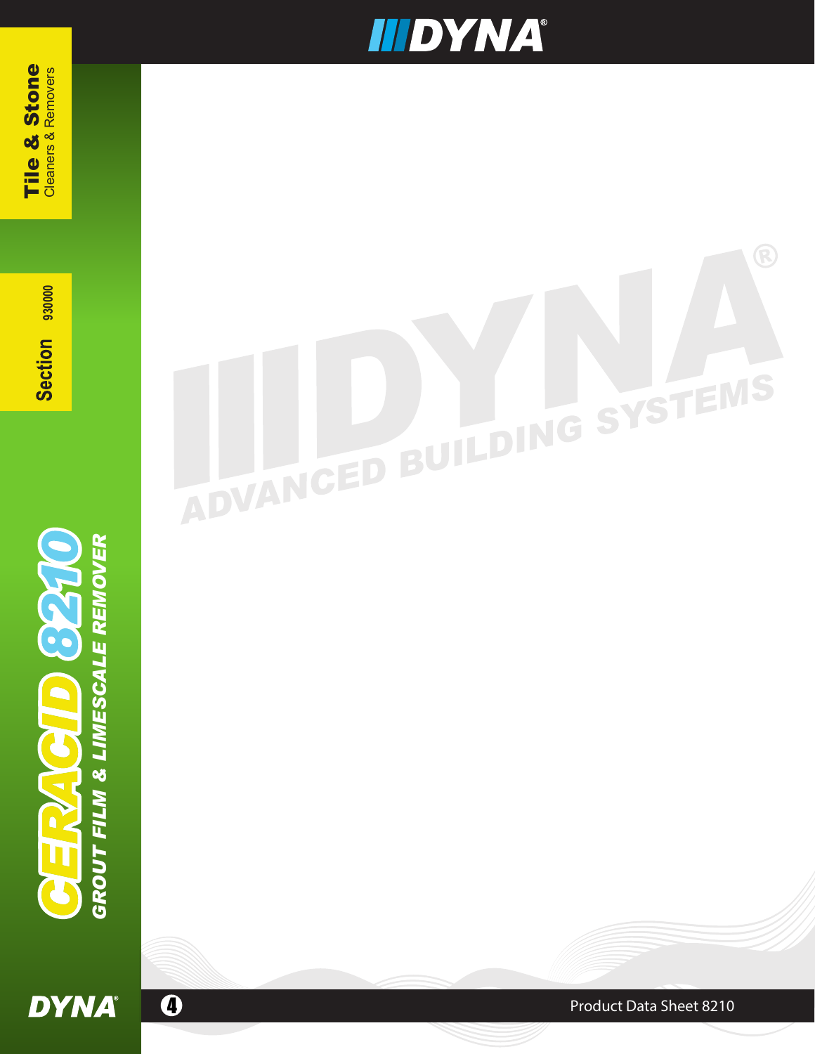Tile & Stone
Cleaners & Removers

Section 930000

CERACID 8210
GROUT FILM & LIMESCALE REMOVER

DYNA ADVANCED BUILDING SYSTEMS

Product Data Sheet 8210